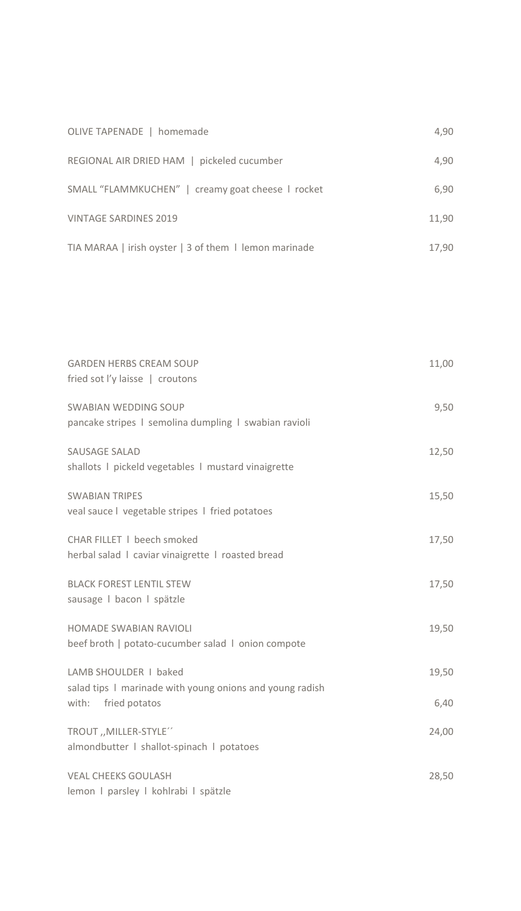| | |
|---|---|
| OLIVE TAPENADE \| homemade | 4,90 |
| REGIONAL AIR DRIED HAM \| pickeled cucumber | 4,90 |
| SMALL "FLAMMKUCHEN" \| creamy goat cheese I rocket | 6,90 |
| VINTAGE SARDINES 2019 | 11,90 |
| TIA MARAA \| irish oyster \| 3 of them I lemon marinade | 17,90 |

| | |
|---|---|
| GARDEN HERBS CREAM SOUP<br>fried sot l'y laisse \| croutons | 11,00 |
| SWABIAN WEDDING SOUP<br>pancake stripes I semolina dumpling I swabian ravioli | 9,50 |
| SAUSAGE SALAD<br>shallots I pickeld vegetables I mustard vinaigrette | 12,50 |
| SWABIAN TRIPES<br>veal sauce I vegetable stripes I fried potatoes | 15,50 |
| CHAR FILLET I beech smoked<br>herbal salad I caviar vinaigrette I roasted bread | 17,50 |
| BLACK FOREST LENTIL STEW<br>sausage I bacon I spätzle | 17,50 |
| HOMADE SWABIAN RAVIOLI<br>beef broth \| potato-cucumber salad I onion compote | 19,50 |
| LAMB SHOULDER I baked<br>salad tips I marinade with young onions and young radish | 19,50 |
| with: fried potatos | 6,40 |
| TROUT ,,MILLER-STYLE´´<br>almondbutter I shallot-spinach I potatoes | 24,00 |
| VEAL CHEEKS GOULASH<br>lemon I parsley I kohlrabi I spätzle | 28,50 |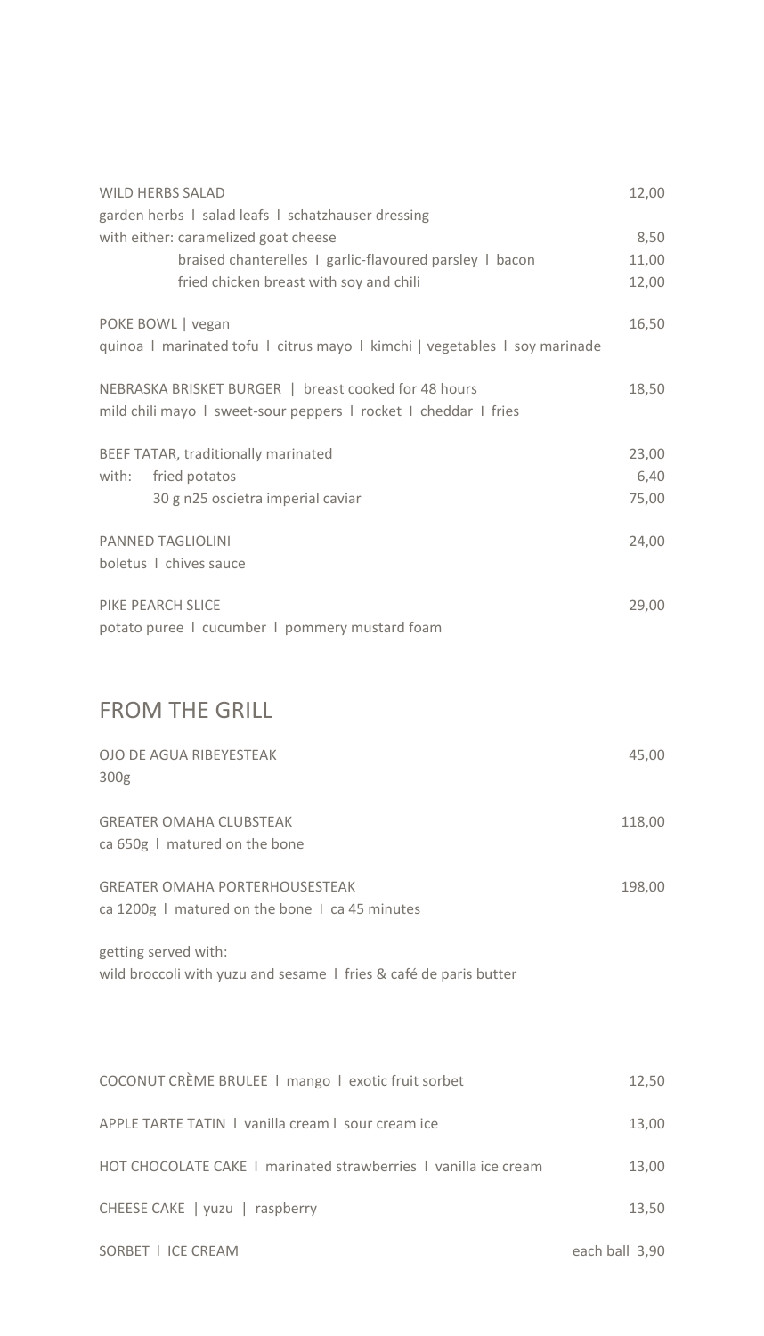| | |
|---|---|
| WILD HERBS SALAD | 12,00 |
| garden herbs l salad leafs l schatzhauser dressing | |
| with either: caramelized goat cheese | 8,50 |
| braised chanterelles l garlic-flavoured parsley l bacon | 11,00 |
| fried chicken breast with soy and chili | 12,00 |
| POKE BOWL \| vegan | 16,50 |
| quinoa l marinated tofu l citrus mayo l kimchi \| vegetables l soy marinade | |
| NEBRASKA BRISKET BURGER \| breast cooked for 48 hours | 18,50 |
| mild chili mayo l sweet-sour peppers l rocket l cheddar l fries | |
| BEEF TATAR, traditionally marinated | 23,00 |
| with: fried potatos | 6,40 |
| 30 g n25 oscietra imperial caviar | 75,00 |
| PANNED TAGLIOLINI | 24,00 |
| boletus l chives sauce | |
| PIKE PEARCH SLICE | 29,00 |
| potato puree l cucumber l pommery mustard foam | |

## FROM THE GRILL

| | |
|---|---|
| OJO DE AGUA RIBEYESTEAK | 45,00 |
| 300g | |
| GREATER OMAHA CLUBSTEAK | 118,00 |
| ca 650g l matured on the bone | |
| GREATER OMAHA PORTERHOUSESTEAK | 198,00 |
| ca 1200g l matured on the bone l ca 45 minutes | |

getting served with:
wild broccoli with yuzu and sesame l fries & café de paris butter

| | |
|---|---|
| COCONUT CRÈME BRULEE l mango l exotic fruit sorbet | 12,50 |
| APPLE TARTE TATIN l vanilla cream l sour cream ice | 13,00 |
| HOT CHOCOLATE CAKE l marinated strawberries l vanilla ice cream | 13,00 |
| CHEESE CAKE \| yuzu \| raspberry | 13,50 |
| SORBET l ICE CREAM | each ball 3,90 |